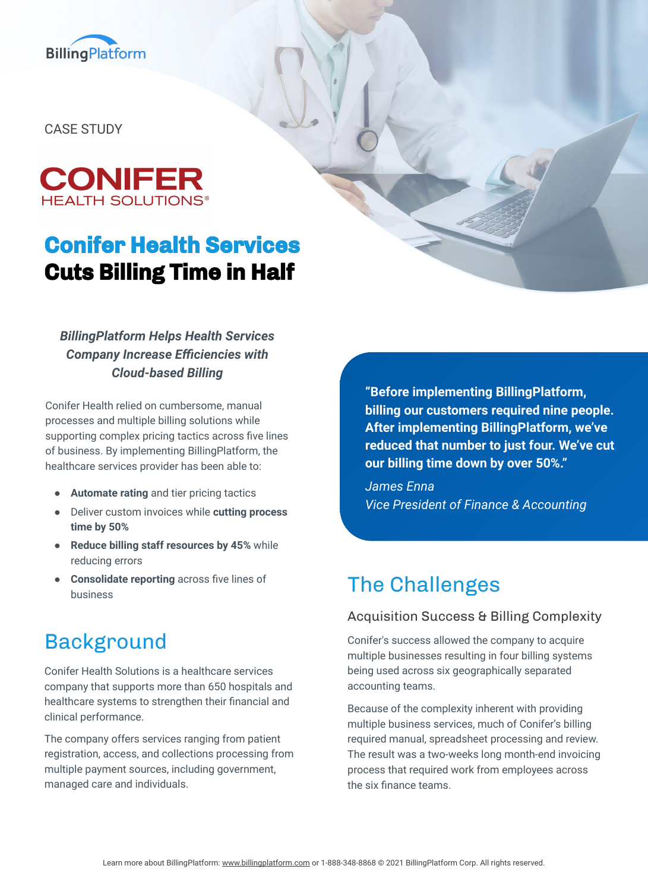BillingPlatform

CASE STUDY

CONIFER HEALTH SOLUTIONS®

# Conifer Health Services Cuts Billing Time in Half

***BillingPlatform Helps Health Services Company Increase Efficiencies with Cloud-based Billing***

Conifer Health relied on cumbersome, manual processes and multiple billing solutions while supporting complex pricing tactics across five lines of business. By implementing BillingPlatform, the healthcare services provider has been able to:

- **Automate rating** and tier pricing tactics
- Deliver custom invoices while **cutting process time by 50%**
- **Reduce billing staff resources by 45%** while reducing errors
- **Consolidate reporting** across five lines of business

## Background

Conifer Health Solutions is a healthcare services company that supports more than 650 hospitals and healthcare systems to strengthen their financial and clinical performance.

The company offers services ranging from patient registration, access, and collections processing from multiple payment sources, including government, managed care and individuals.

> **"Before implementing BillingPlatform, billing our customers required nine people. After implementing BillingPlatform, we've reduced that number to just four. We've cut our billing time down by over 50%."**
>
> *James Enna*
> *Vice President of Finance & Accounting*

## The Challenges

### Acquisition Success & Billing Complexity

Conifer's success allowed the company to acquire multiple businesses resulting in four billing systems being used across six geographically separated accounting teams.

Because of the complexity inherent with providing multiple business services, much of Conifer's billing required manual, spreadsheet processing and review. The result was a two-weeks long month-end invoicing process that required work from employees across the six finance teams.

Learn more about BillingPlatform: www.billingplatform.com or 1-888-348-8868 © 2021 BillingPlatform Corp. All rights reserved.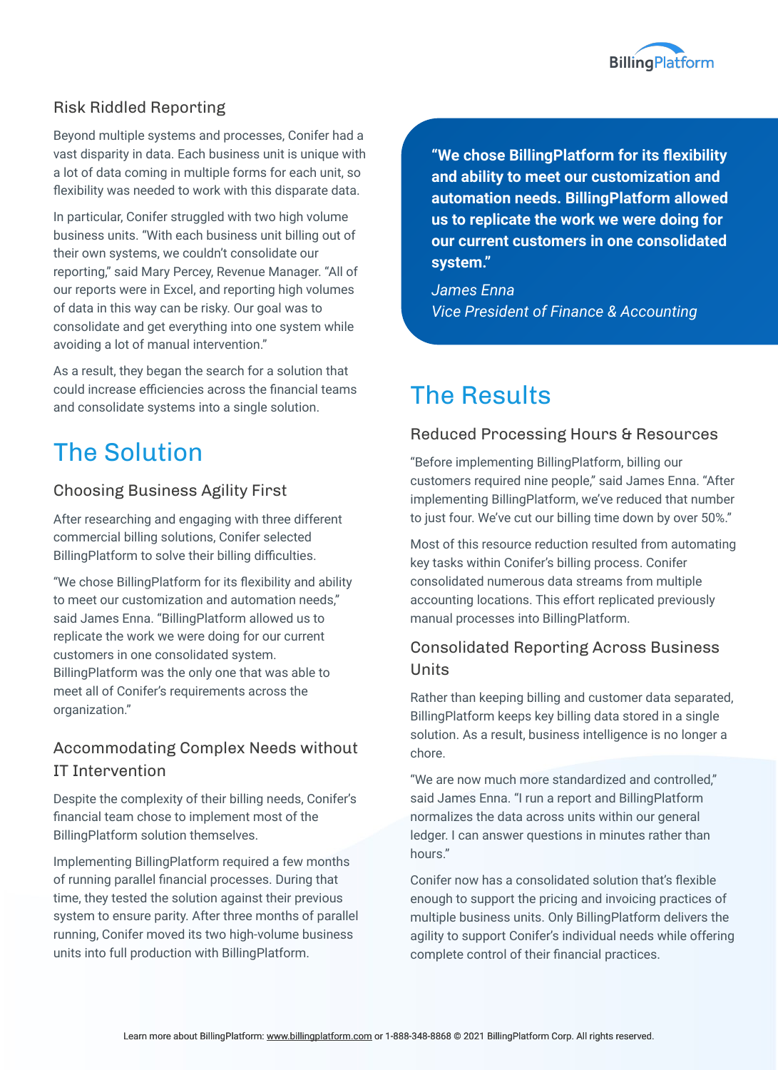### Risk Riddled Reporting

Beyond multiple systems and processes, Conifer had a vast disparity in data. Each business unit is unique with a lot of data coming in multiple forms for each unit, so flexibility was needed to work with this disparate data.

In particular, Conifer struggled with two high volume business units. "With each business unit billing out of their own systems, we couldn't consolidate our reporting," said Mary Percey, Revenue Manager. "All of our reports were in Excel, and reporting high volumes of data in this way can be risky. Our goal was to consolidate and get everything into one system while avoiding a lot of manual intervention."

As a result, they began the search for a solution that could increase efficiencies across the financial teams and consolidate systems into a single solution.

## The Solution

### Choosing Business Agility First

After researching and engaging with three different commercial billing solutions, Conifer selected BillingPlatform to solve their billing difficulties.

"We chose BillingPlatform for its flexibility and ability to meet our customization and automation needs," said James Enna. "BillingPlatform allowed us to replicate the work we were doing for our current customers in one consolidated system. BillingPlatform was the only one that was able to meet all of Conifer's requirements across the organization."

### Accommodating Complex Needs without IT Intervention

Despite the complexity of their billing needs, Conifer's financial team chose to implement most of the BillingPlatform solution themselves.

Implementing BillingPlatform required a few months of running parallel financial processes. During that time, they tested the solution against their previous system to ensure parity. After three months of parallel running, Conifer moved its two high-volume business units into full production with BillingPlatform.

> **"We chose BillingPlatform for its flexibility and ability to meet our customization and automation needs. BillingPlatform allowed us to replicate the work we were doing for our current customers in one consolidated system."**
>
> *James Enna*
> *Vice President of Finance & Accounting*

## The Results

### Reduced Processing Hours & Resources

"Before implementing BillingPlatform, billing our customers required nine people," said James Enna. "After implementing BillingPlatform, we've reduced that number to just four. We've cut our billing time down by over 50%."

Most of this resource reduction resulted from automating key tasks within Conifer's billing process. Conifer consolidated numerous data streams from multiple accounting locations. This effort replicated previously manual processes into BillingPlatform.

### Consolidated Reporting Across Business Units

Rather than keeping billing and customer data separated, BillingPlatform keeps key billing data stored in a single solution. As a result, business intelligence is no longer a chore.

"We are now much more standardized and controlled," said James Enna. "I run a report and BillingPlatform normalizes the data across units within our general ledger. I can answer questions in minutes rather than hours."

Conifer now has a consolidated solution that's flexible enough to support the pricing and invoicing practices of multiple business units. Only BillingPlatform delivers the agility to support Conifer's individual needs while offering complete control of their financial practices.

Learn more about BillingPlatform: www.billingplatform.com or 1-888-348-8868 © 2021 BillingPlatform Corp. All rights reserved.